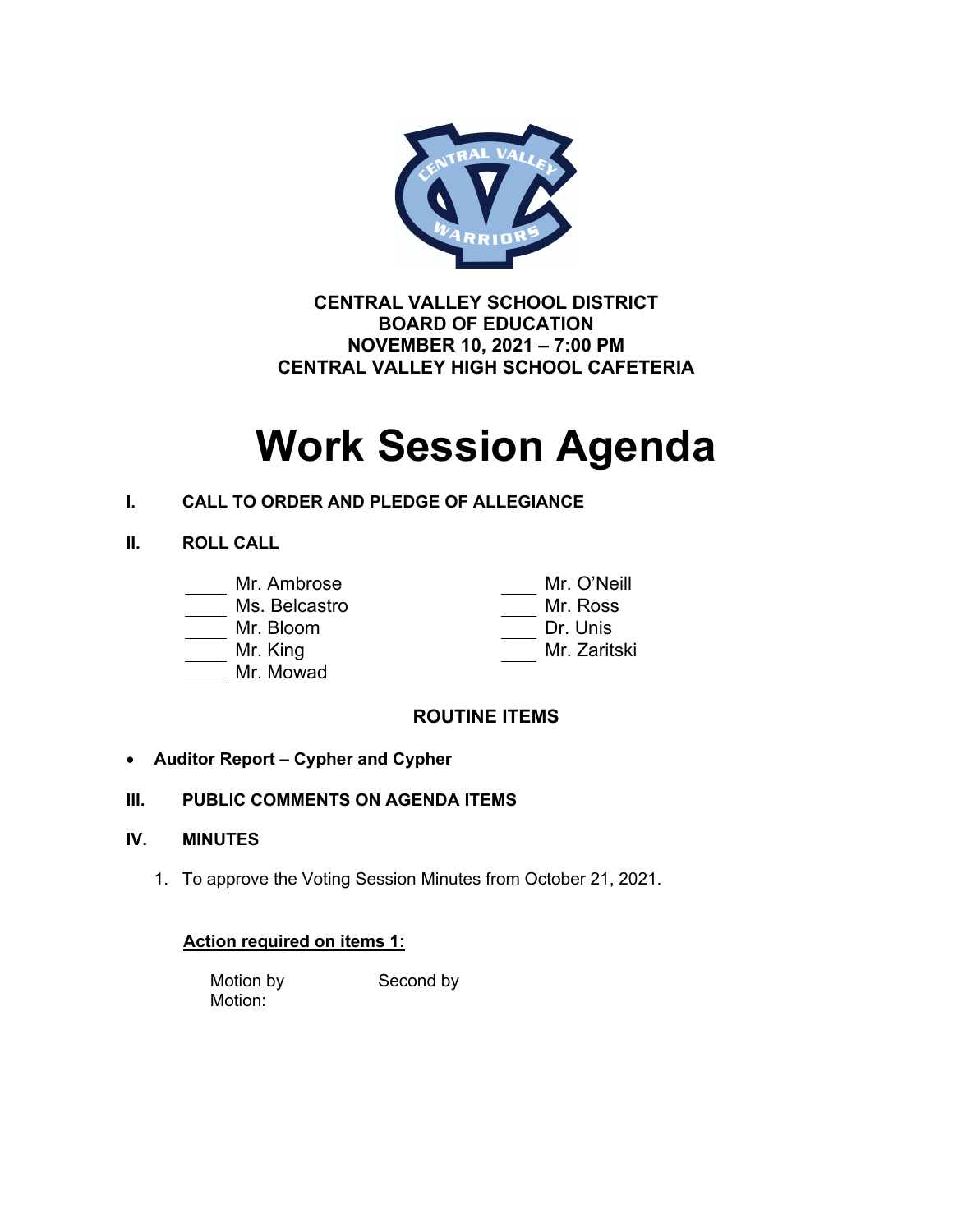**CENTRAL VALLEY SCHOOL DISTRICT**
**BOARD OF EDUCATION**
**NOVEMBER 10, 2021 – 7:00 PM**
**CENTRAL VALLEY HIGH SCHOOL CAFETERIA**

# Work Session Agenda

**I. CALL TO ORDER AND PLEDGE OF ALLEGIANCE**

**II. ROLL CALL**

____ Mr. Ambrose
____ Ms. Belcastro
____ Mr. Bloom
____ Mr. King
____ Mr. Mowad
____ Mr. O'Neill
____ Mr. Ross
____ Dr. Unis
____ Mr. Zaritski

**ROUTINE ITEMS**

- **Auditor Report – Cypher and Cypher**

**III. PUBLIC COMMENTS ON AGENDA ITEMS**

**IV. MINUTES**

1. To approve the Voting Session Minutes from October 21, 2021.

**Action required on items 1:**

Motion by Second by
Motion: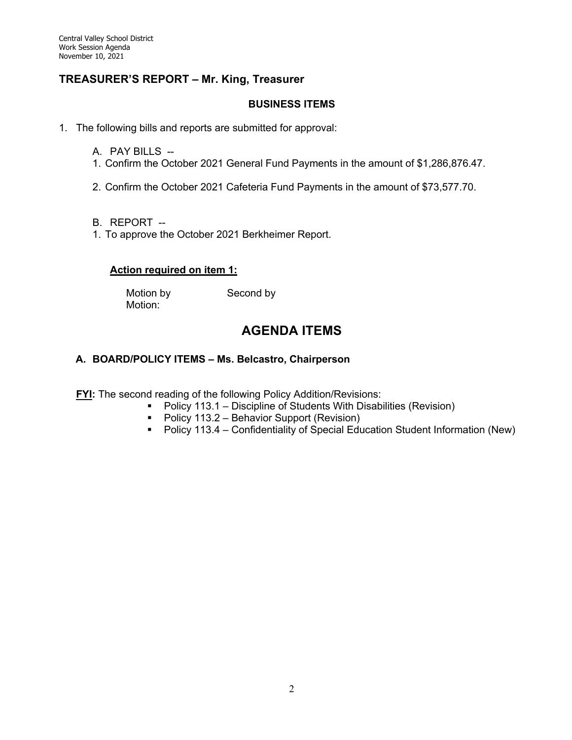## TREASURER'S REPORT – Mr. King, Treasurer

### BUSINESS ITEMS

1. The following bills and reports are submitted for approval:

   A. PAY BILLS --

   1. Confirm the October 2021 General Fund Payments in the amount of $1,286,876.47.

   2. Confirm the October 2021 Cafeteria Fund Payments in the amount of $73,577.70.

   B. REPORT --

   1. To approve the October 2021 Berkheimer Report.

**Action required on item 1:**

Motion by Second by
Motion:

# AGENDA ITEMS

### A. BOARD/POLICY ITEMS – Ms. Belcastro, Chairperson

**FYI:** The second reading of the following Policy Addition/Revisions:

- Policy 113.1 – Discipline of Students With Disabilities (Revision)
- Policy 113.2 – Behavior Support (Revision)
- Policy 113.4 – Confidentiality of Special Education Student Information (New)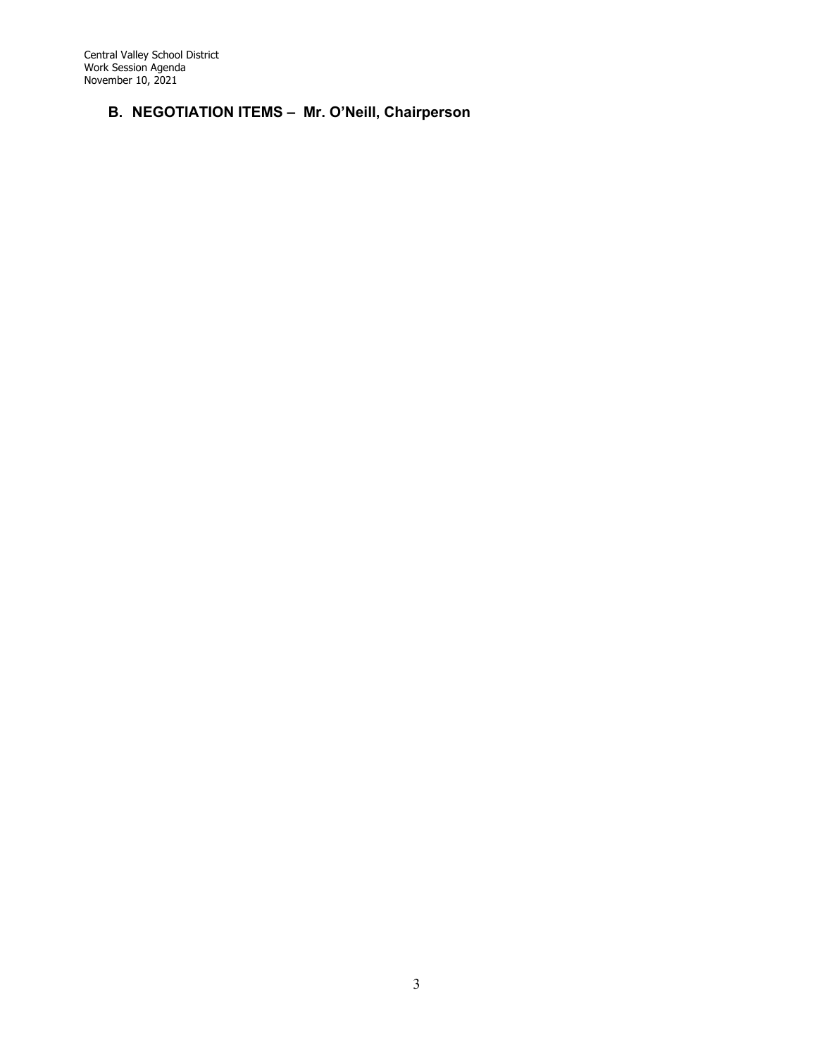## B. NEGOTIATION ITEMS – Mr. O'Neill, Chairperson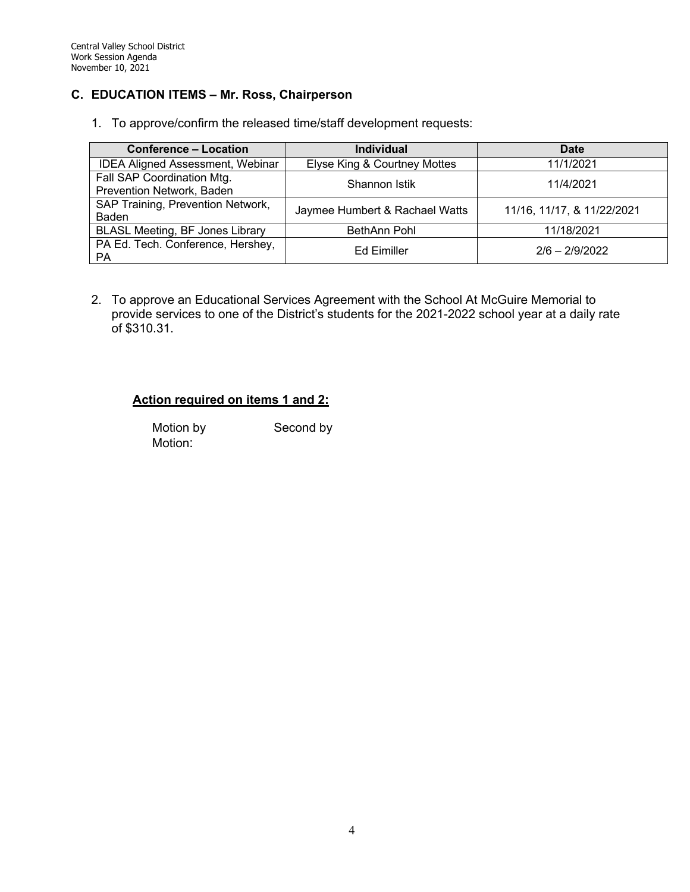## C. EDUCATION ITEMS – Mr. Ross, Chairperson

1. To approve/confirm the released time/staff development requests:

| Conference – Location | Individual | Date |
|---|---|---|
| IDEA Aligned Assessment, Webinar | Elyse King & Courtney Mottes | 11/1/2021 |
| Fall SAP Coordination Mtg. Prevention Network, Baden | Shannon Istik | 11/4/2021 |
| SAP Training, Prevention Network, Baden | Jaymee Humbert & Rachael Watts | 11/16, 11/17, & 11/22/2021 |
| BLASL Meeting, BF Jones Library | BethAnn Pohl | 11/18/2021 |
| PA Ed. Tech. Conference, Hershey, PA | Ed Eimiller | 2/6 – 2/9/2022 |

2. To approve an Educational Services Agreement with the School At McGuire Memorial to provide services to one of the District's students for the 2021-2022 school year at a daily rate of $310.31.

**Action required on items 1 and 2:**

Motion by Second by
Motion: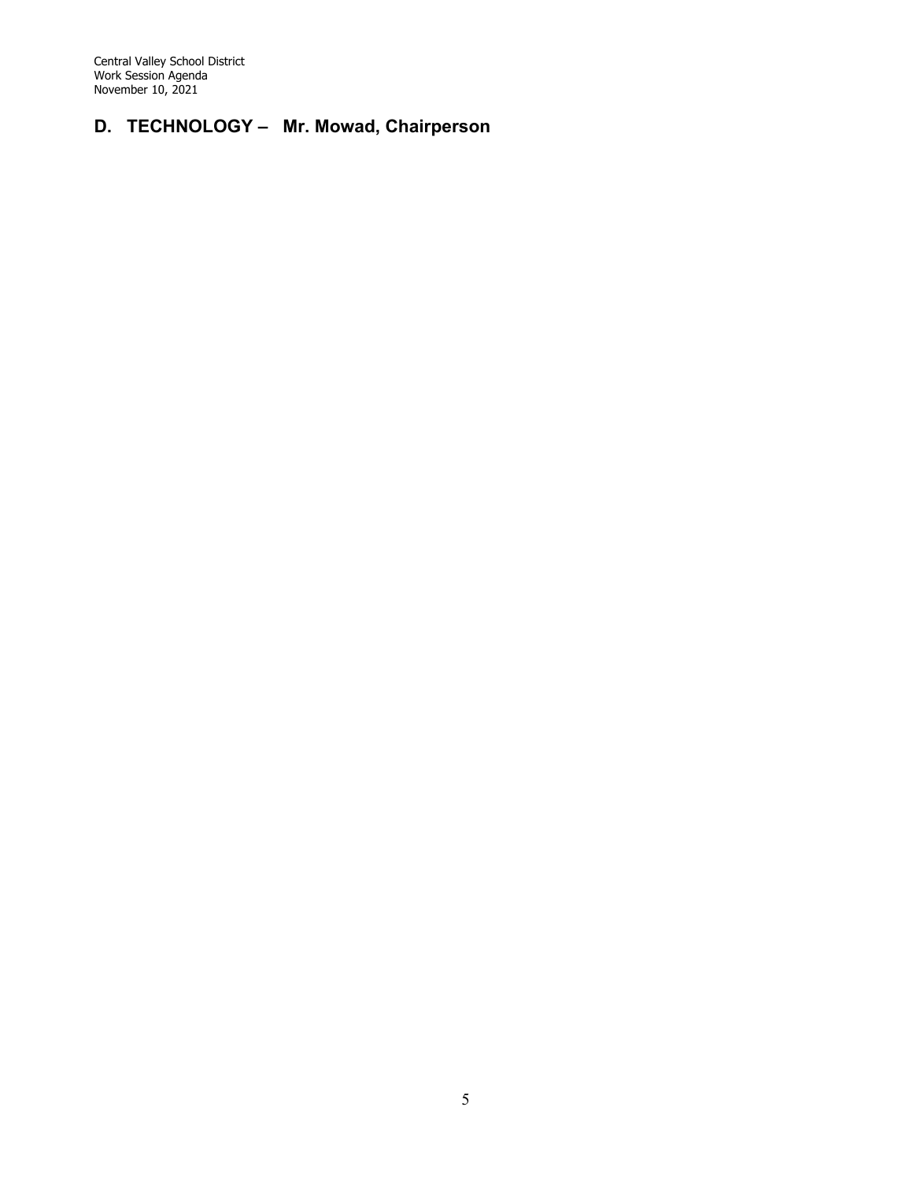## D. TECHNOLOGY – Mr. Mowad, Chairperson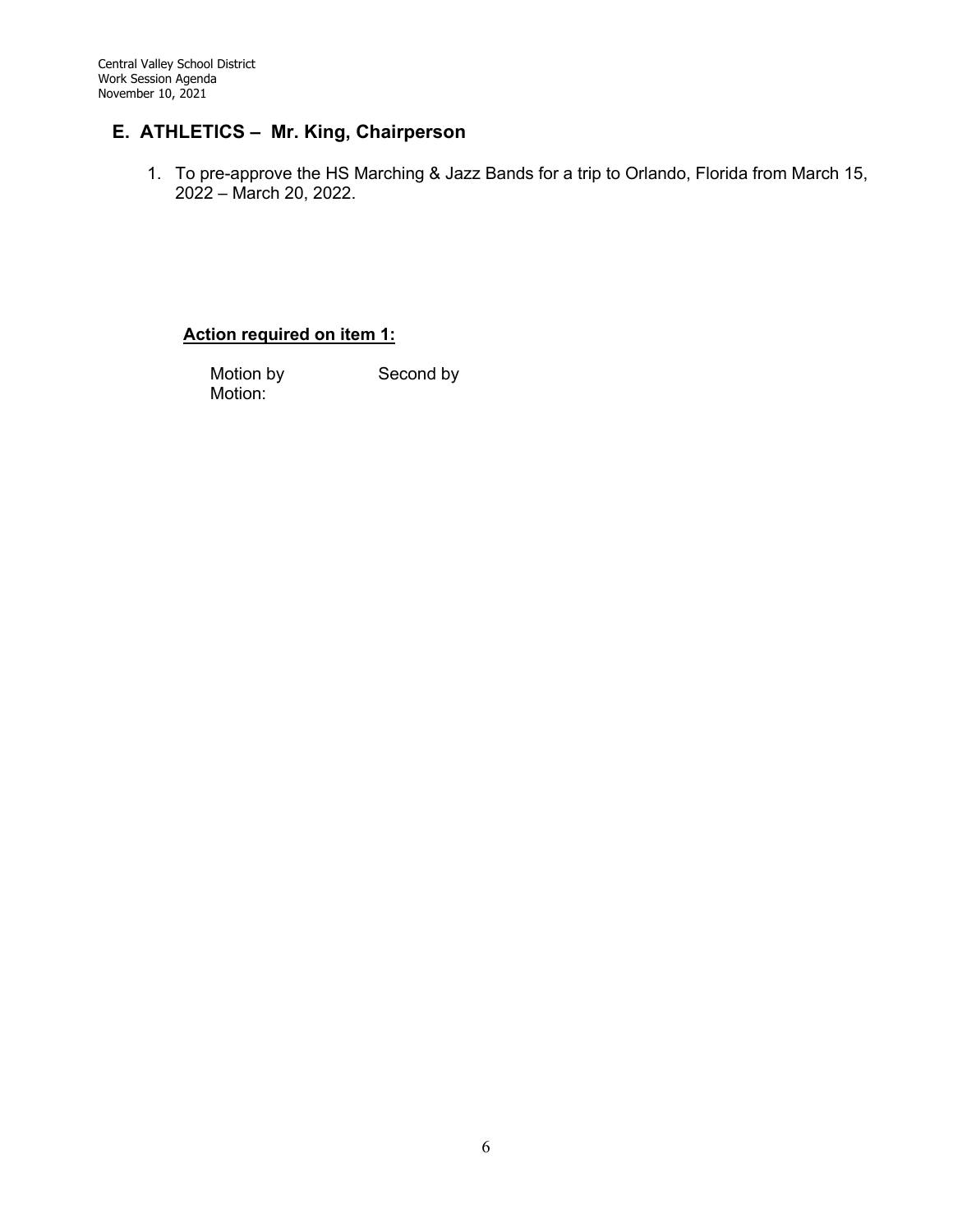## E. ATHLETICS – Mr. King, Chairperson

1. To pre-approve the HS Marching & Jazz Bands for a trip to Orlando, Florida from March 15, 2022 – March 20, 2022.

**Action required on item 1:**

Motion by Second by
Motion: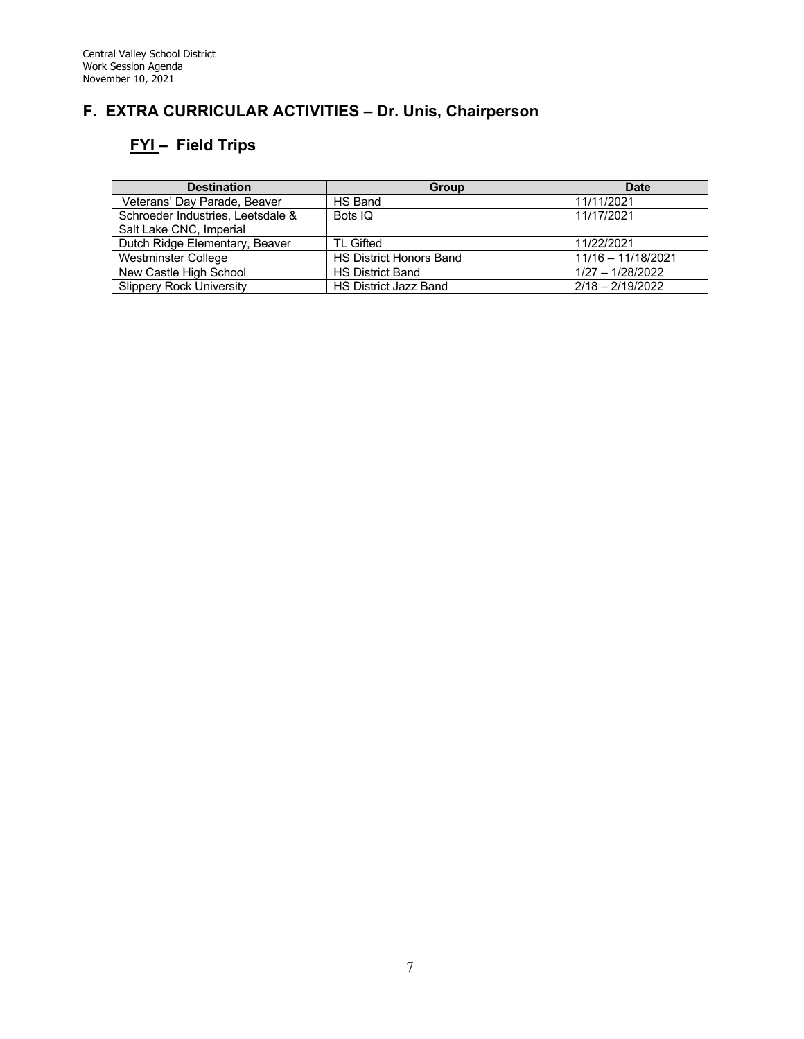## F. EXTRA CURRICULAR ACTIVITIES – Dr. Unis, Chairperson

### FYI – Field Trips

| Destination | Group | Date |
|---|---|---|
| Veterans' Day Parade, Beaver | HS Band | 11/11/2021 |
| Schroeder Industries, Leetsdale & Salt Lake CNC, Imperial | Bots IQ | 11/17/2021 |
| Dutch Ridge Elementary, Beaver | TL Gifted | 11/22/2021 |
| Westminster College | HS District Honors Band | 11/16 – 11/18/2021 |
| New Castle High School | HS District Band | 1/27 – 1/28/2022 |
| Slippery Rock University | HS District Jazz Band | 2/18 – 2/19/2022 |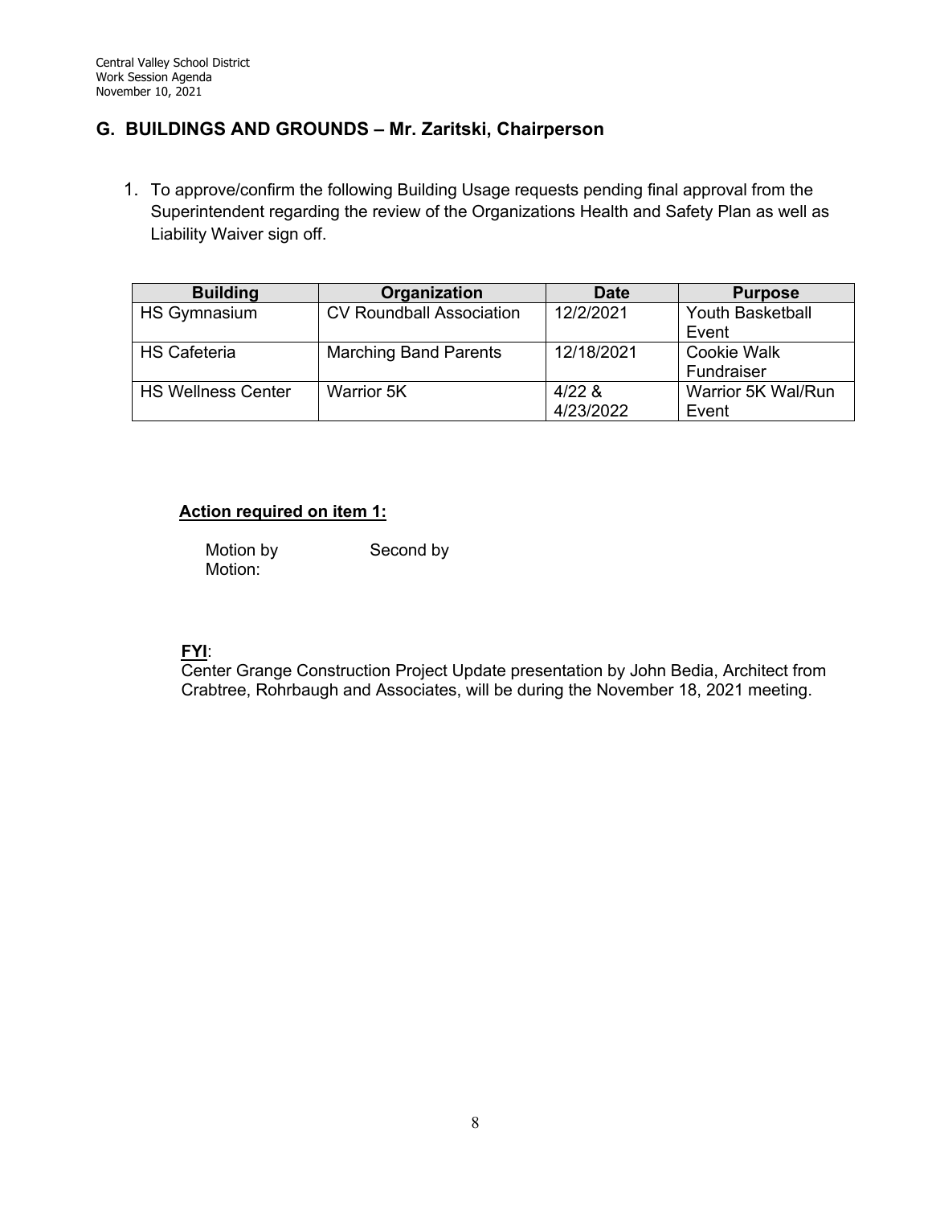## G. BUILDINGS AND GROUNDS – Mr. Zaritski, Chairperson

1. To approve/confirm the following Building Usage requests pending final approval from the Superintendent regarding the review of the Organizations Health and Safety Plan as well as Liability Waiver sign off.

| Building | Organization | Date | Purpose |
| --- | --- | --- | --- |
| HS Gymnasium | CV Roundball Association | 12/2/2021 | Youth Basketball Event |
| HS Cafeteria | Marching Band Parents | 12/18/2021 | Cookie Walk Fundraiser |
| HS Wellness Center | Warrior 5K | 4/22 & 4/23/2022 | Warrior 5K Wal/Run Event |

**Action required on item 1:**

Motion by Second by
Motion:

**FYI**:
Center Grange Construction Project Update presentation by John Bedia, Architect from Crabtree, Rohrbaugh and Associates, will be during the November 18, 2021 meeting.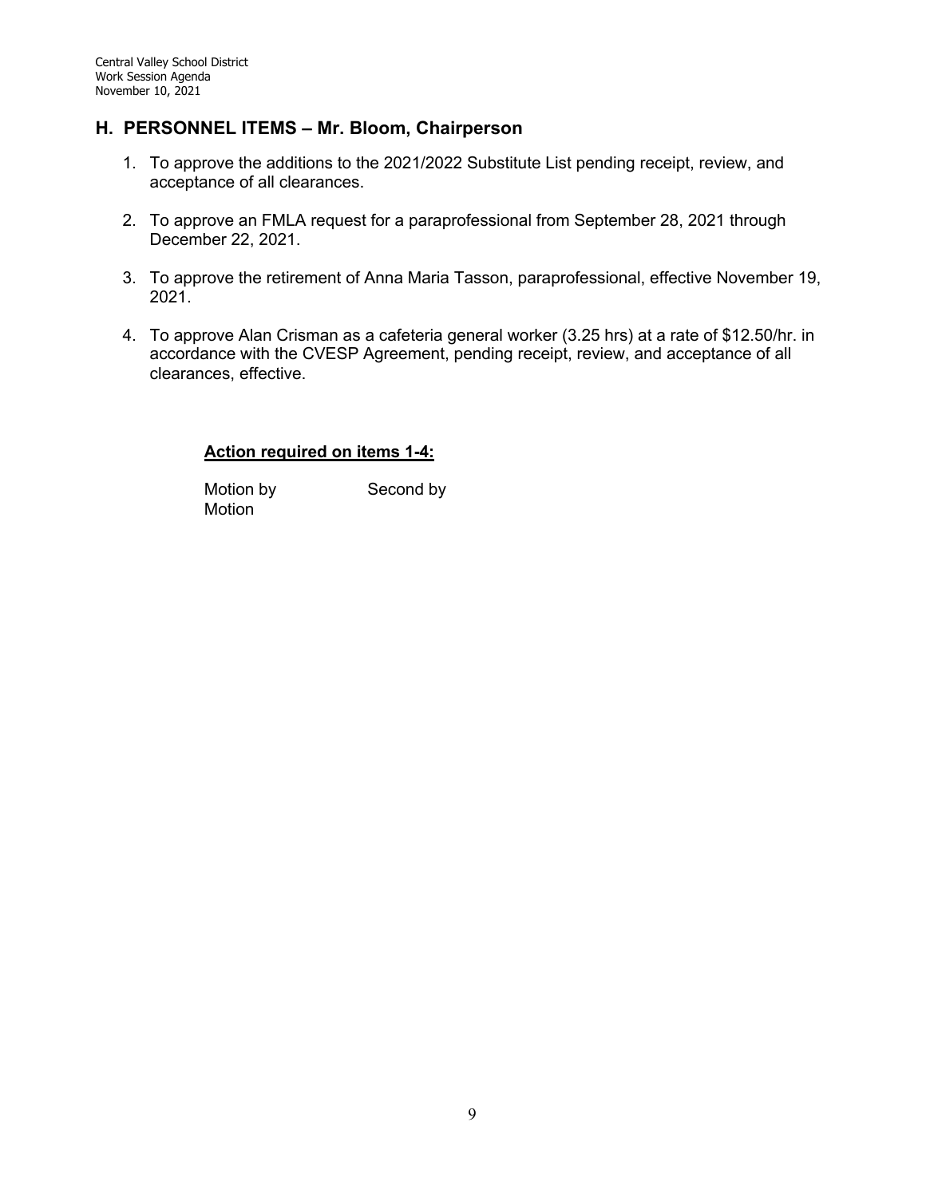## H. PERSONNEL ITEMS – Mr. Bloom, Chairperson

1. To approve the additions to the 2021/2022 Substitute List pending receipt, review, and acceptance of all clearances.

2. To approve an FMLA request for a paraprofessional from September 28, 2021 through December 22, 2021.

3. To approve the retirement of Anna Maria Tasson, paraprofessional, effective November 19, 2021.

4. To approve Alan Crisman as a cafeteria general worker (3.25 hrs) at a rate of $12.50/hr. in accordance with the CVESP Agreement, pending receipt, review, and acceptance of all clearances, effective.

**Action required on items 1-4:**

Motion by Second by
Motion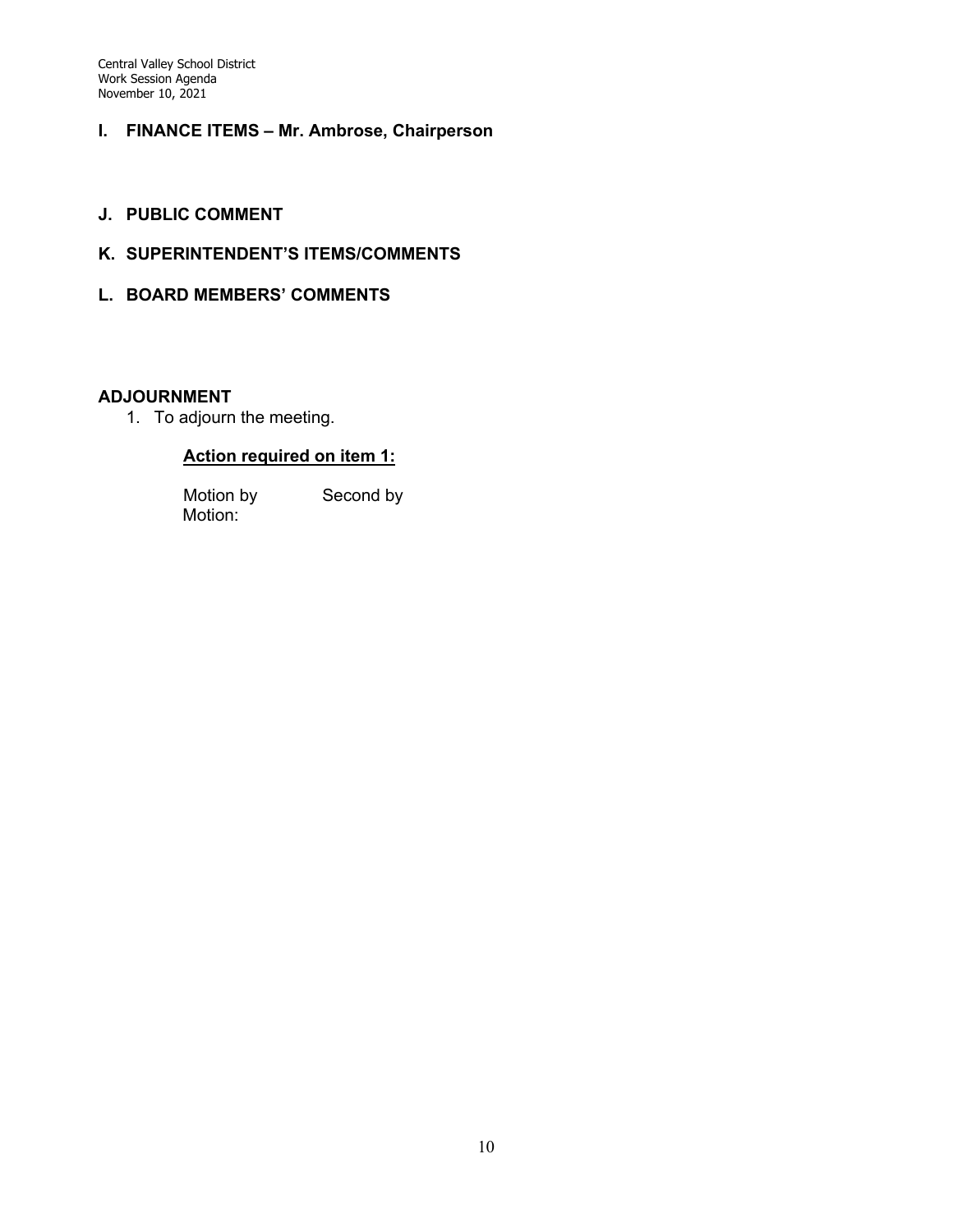## I. FINANCE ITEMS – Mr. Ambrose, Chairperson

## J. PUBLIC COMMENT

## K. SUPERINTENDENT'S ITEMS/COMMENTS

## L. BOARD MEMBERS' COMMENTS

## ADJOURNMENT

1. To adjourn the meeting.

**Action required on item 1:**

Motion by Second by
Motion: